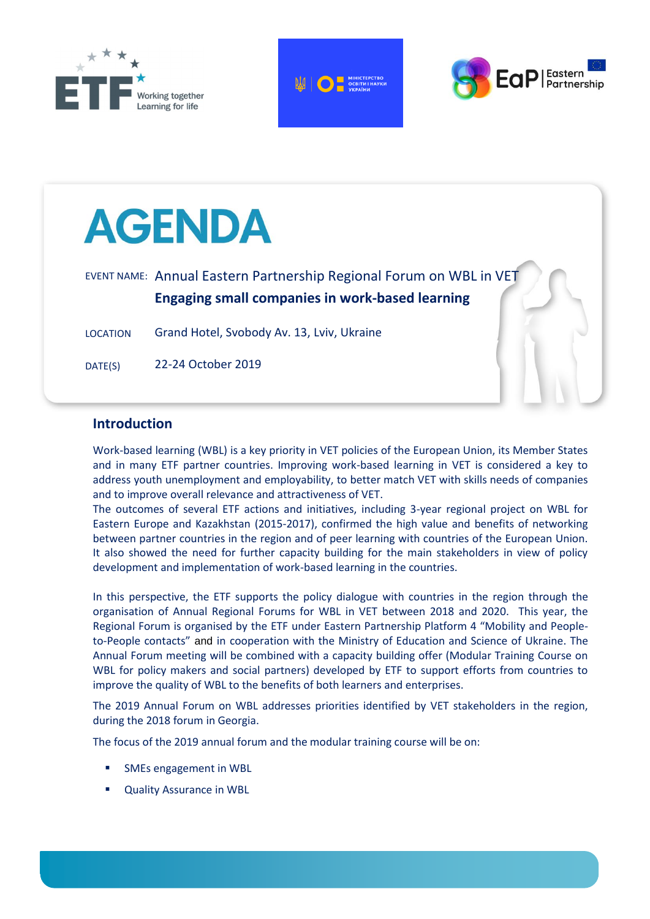# AGENDA

EVENT NAME: Annual Eastern Partnership Regional Forum on WBL in VET

**Engaging small companies in work-based learning**

LOCATION Grand Hotel, Svobody Av. 13, Lviv, Ukraine

DATE(S) 22-24 October 2019

## Introduction

Work-based learning (WBL) is a key priority in VET policies of the European Union, its Member States and in many ETF partner countries. Improving work-based learning in VET is considered a key to address youth unemployment and employability, to better match VET with skills needs of companies and to improve overall relevance and attractiveness of VET.

The outcomes of several ETF actions and initiatives, including 3-year regional project on WBL for Eastern Europe and Kazakhstan (2015-2017), confirmed the high value and benefits of networking between partner countries in the region and of peer learning with countries of the European Union. It also showed the need for further capacity building for the main stakeholders in view of policy development and implementation of work-based learning in the countries.

In this perspective, the ETF supports the policy dialogue with countries in the region through the organisation of Annual Regional Forums for WBL in VET between 2018 and 2020. This year, the Regional Forum is organised by the ETF under Eastern Partnership Platform 4 "Mobility and People-to-People contacts" and in cooperation with the Ministry of Education and Science of Ukraine. The Annual Forum meeting will be combined with a capacity building offer (Modular Training Course on WBL for policy makers and social partners) developed by ETF to support efforts from countries to improve the quality of WBL to the benefits of both learners and enterprises.

The 2019 Annual Forum on WBL addresses priorities identified by VET stakeholders in the region, during the 2018 forum in Georgia.

The focus of the 2019 annual forum and the modular training course will be on:

- SMEs engagement in WBL
- Quality Assurance in WBL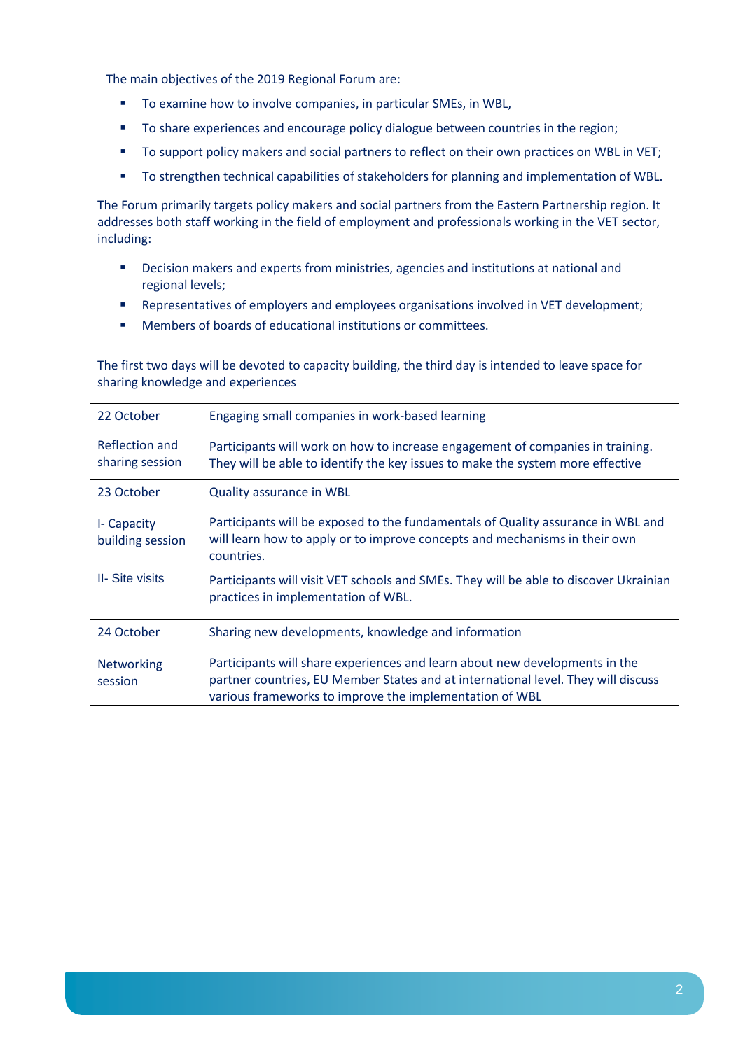The main objectives of the 2019 Regional Forum are:

- To examine how to involve companies, in particular SMEs, in WBL,
- To share experiences and encourage policy dialogue between countries in the region;
- To support policy makers and social partners to reflect on their own practices on WBL in VET;
- To strengthen technical capabilities of stakeholders for planning and implementation of WBL.

The Forum primarily targets policy makers and social partners from the Eastern Partnership region. It addresses both staff working in the field of employment and professionals working in the VET sector, including:

- Decision makers and experts from ministries, agencies and institutions at national and regional levels;
- Representatives of employers and employees organisations involved in VET development;
- Members of boards of educational institutions or committees.

The first two days will be devoted to capacity building, the third day is intended to leave space for sharing knowledge and experiences

| | |
|---|---|
| 22 October | Engaging small companies in work-based learning |
| Reflection and sharing session | Participants will work on how to increase engagement of companies in training. They will be able to identify the key issues to make the system more effective |
| 23 October | Quality assurance in WBL |
| I- Capacity building session | Participants will be exposed to the fundamentals of Quality assurance in WBL and will learn how to apply or to improve concepts and mechanisms in their own countries. |
| II- Site visits | Participants will visit VET schools and SMEs. They will be able to discover Ukrainian practices in implementation of WBL. |
| 24 October | Sharing new developments, knowledge and information |
| Networking session | Participants will share experiences and learn about new developments in the partner countries, EU Member States and at international level. They will discuss various frameworks to improve the implementation of WBL |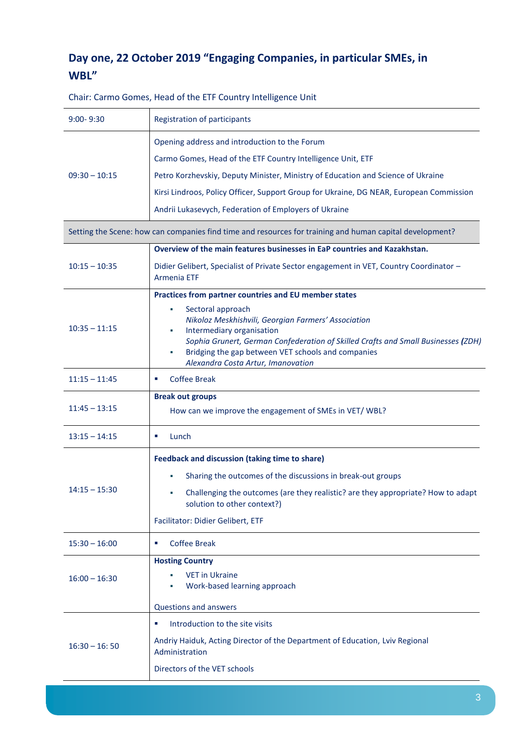## Day one, 22 October 2019 "Engaging Companies, in particular SMEs, in WBL"

Chair: Carmo Gomes, Head of the ETF Country Intelligence Unit

| | |
|---|---|
| 9:00- 9:30 | Registration of participants |
| 09:30 – 10:15 | Opening address and introduction to the Forum<br>Carmo Gomes, Head of the ETF Country Intelligence Unit, ETF<br>Petro Korzhevskiy, Deputy Minister, Ministry of Education and Science of Ukraine<br>Kirsi Lindroos, Policy Officer, Support Group for Ukraine, DG NEAR, European Commission<br>Andrii Lukasevych, Federation of Employers of Ukraine |
| Setting the Scene: how can companies find time and resources for training and human capital development? | |
| 10:15 – 10:35 | **Overview of the main features businesses in EaP countries and Kazakhstan.**<br>Didier Gelibert, Specialist of Private Sector engagement in VET, Country Coordinator – Armenia ETF |
| 10:35 – 11:15 | **Practices from partner countries and EU member states**<br>▪ Sectoral approach<br>*Nikoloz Meskhishvili, Georgian Farmers' Association*<br>▪ Intermediary organisation<br>*Sophia Grunert, German Confederation of Skilled Crafts and Small Businesses (ZDH)*<br>▪ Bridging the gap between VET schools and companies<br>*Alexandra Costa Artur, Imanovation* |
| 11:15 – 11:45 | ▪ Coffee Break |
| 11:45 – 13:15 | **Break out groups**<br>How can we improve the engagement of SMEs in VET/ WBL? |
| 13:15 – 14:15 | ▪ Lunch |
| 14:15 – 15:30 | **Feedback and discussion (taking time to share)**<br>▪ Sharing the outcomes of the discussions in break-out groups<br>▪ Challenging the outcomes (are they realistic? are they appropriate? How to adapt solution to other context?)<br>Facilitator: Didier Gelibert, ETF |
| 15:30 – 16:00 | ▪ Coffee Break |
| 16:00 – 16:30 | **Hosting Country**<br>▪ VET in Ukraine<br>▪ Work-based learning approach<br>Questions and answers |
| 16:30 – 16: 50 | ▪ Introduction to the site visits<br>Andriy Haiduk, Acting Director of the Department of Education, Lviv Regional Administration<br>Directors of the VET schools |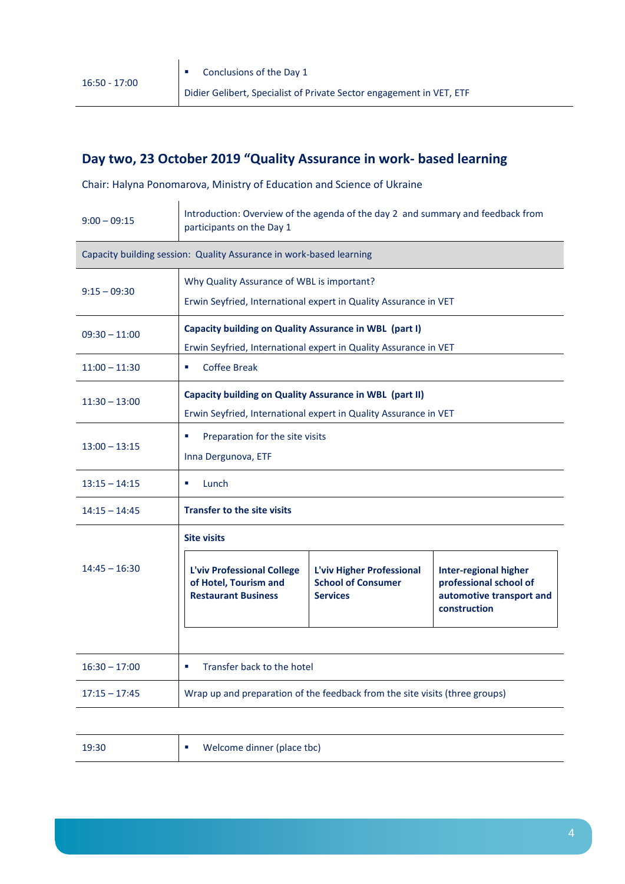| | |
|---|---|
| 16:50 - 17:00 | ▪ Conclusions of the Day 1<br>Didier Gelibert, Specialist of Private Sector engagement in VET, ETF |

## Day two, 23 October 2019 "Quality Assurance in work- based learning

Chair: Halyna Ponomarova, Ministry of Education and Science of Ukraine

| | |
|---|---|
| 9:00 – 09:15 | Introduction: Overview of the agenda of the day 2 and summary and feedback from participants on the Day 1 |
| Capacity building session: Quality Assurance in work-based learning | |
| 9:15 – 09:30 | Why Quality Assurance of WBL is important?<br>Erwin Seyfried, International expert in Quality Assurance in VET |
| 09:30 – 11:00 | **Capacity building on Quality Assurance in WBL (part I)**<br>Erwin Seyfried, International expert in Quality Assurance in VET |
| 11:00 – 11:30 | ▪ Coffee Break |
| 11:30 – 13:00 | **Capacity building on Quality Assurance in WBL (part II)**<br>Erwin Seyfried, International expert in Quality Assurance in VET |
| 13:00 – 13:15 | ▪ Preparation for the site visits<br>Inna Dergunova, ETF |
| 13:15 – 14:15 | ▪ Lunch |
| 14:15 – 14:45 | **Transfer to the site visits** |
| 14:45 – 16:30 | **Site visits**<br>**L'viv Professional College of Hotel, Tourism and Restaurant Business** / **L'viv Higher Professional School of Consumer Services** / **Inter-regional higher professional school of automotive transport and construction** |
| 16:30 – 17:00 | ▪ Transfer back to the hotel |
| 17:15 – 17:45 | Wrap up and preparation of the feedback from the site visits (three groups) |

| | |
|---|---|
| 19:30 | ▪ Welcome dinner (place tbc) |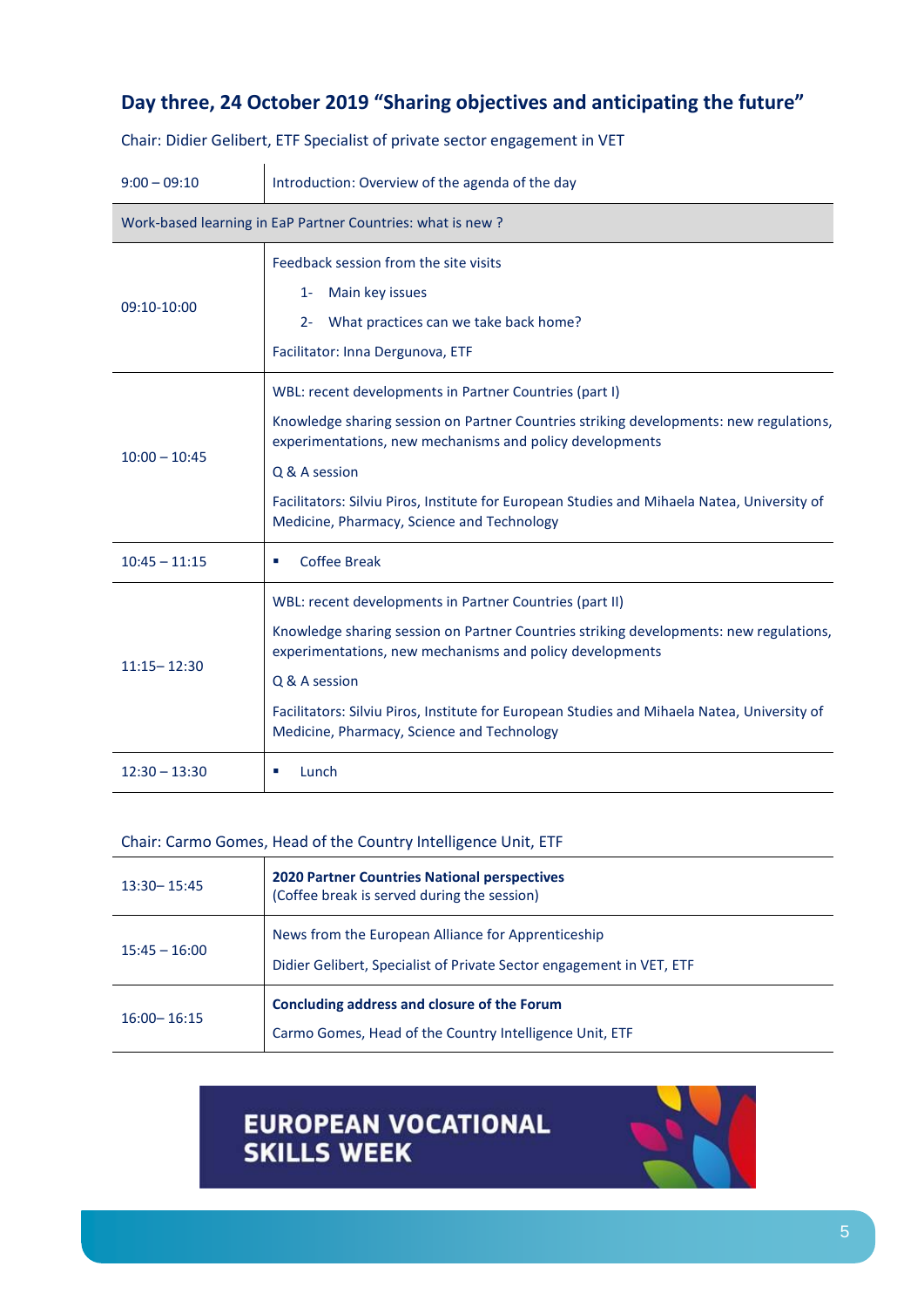## Day three, 24 October 2019 "Sharing objectives and anticipating the future"

Chair: Didier Gelibert, ETF Specialist of private sector engagement in VET

| | |
|---|---|
| 9:00 – 09:10 | Introduction: Overview of the agenda of the day |
| Work-based learning in EaP Partner Countries: what is new ? | |
| 09:10-10:00 | Feedback session from the site visits<br>1- Main key issues<br>2- What practices can we take back home?<br>Facilitator: Inna Dergunova, ETF |
| 10:00 – 10:45 | WBL: recent developments in Partner Countries (part I)<br>Knowledge sharing session on Partner Countries striking developments: new regulations, experimentations, new mechanisms and policy developments<br>Q & A session<br>Facilitators: Silviu Piros, Institute for European Studies and Mihaela Natea, University of Medicine, Pharmacy, Science and Technology |
| 10:45 – 11:15 | ▪ Coffee Break |
| 11:15– 12:30 | WBL: recent developments in Partner Countries (part II)<br>Knowledge sharing session on Partner Countries striking developments: new regulations, experimentations, new mechanisms and policy developments<br>Q & A session<br>Facilitators: Silviu Piros, Institute for European Studies and Mihaela Natea, University of Medicine, Pharmacy, Science and Technology |
| 12:30 – 13:30 | ▪ Lunch |

Chair: Carmo Gomes, Head of the Country Intelligence Unit, ETF

| | |
|---|---|
| 13:30– 15:45 | **2020 Partner Countries National perspectives**<br>(Coffee break is served during the session) |
| 15:45 – 16:00 | News from the European Alliance for Apprenticeship<br>Didier Gelibert, Specialist of Private Sector engagement in VET, ETF |
| 16:00– 16:15 | **Concluding address and closure of the Forum**<br>Carmo Gomes, Head of the Country Intelligence Unit, ETF |

EUROPEAN VOCATIONAL SKILLS WEEK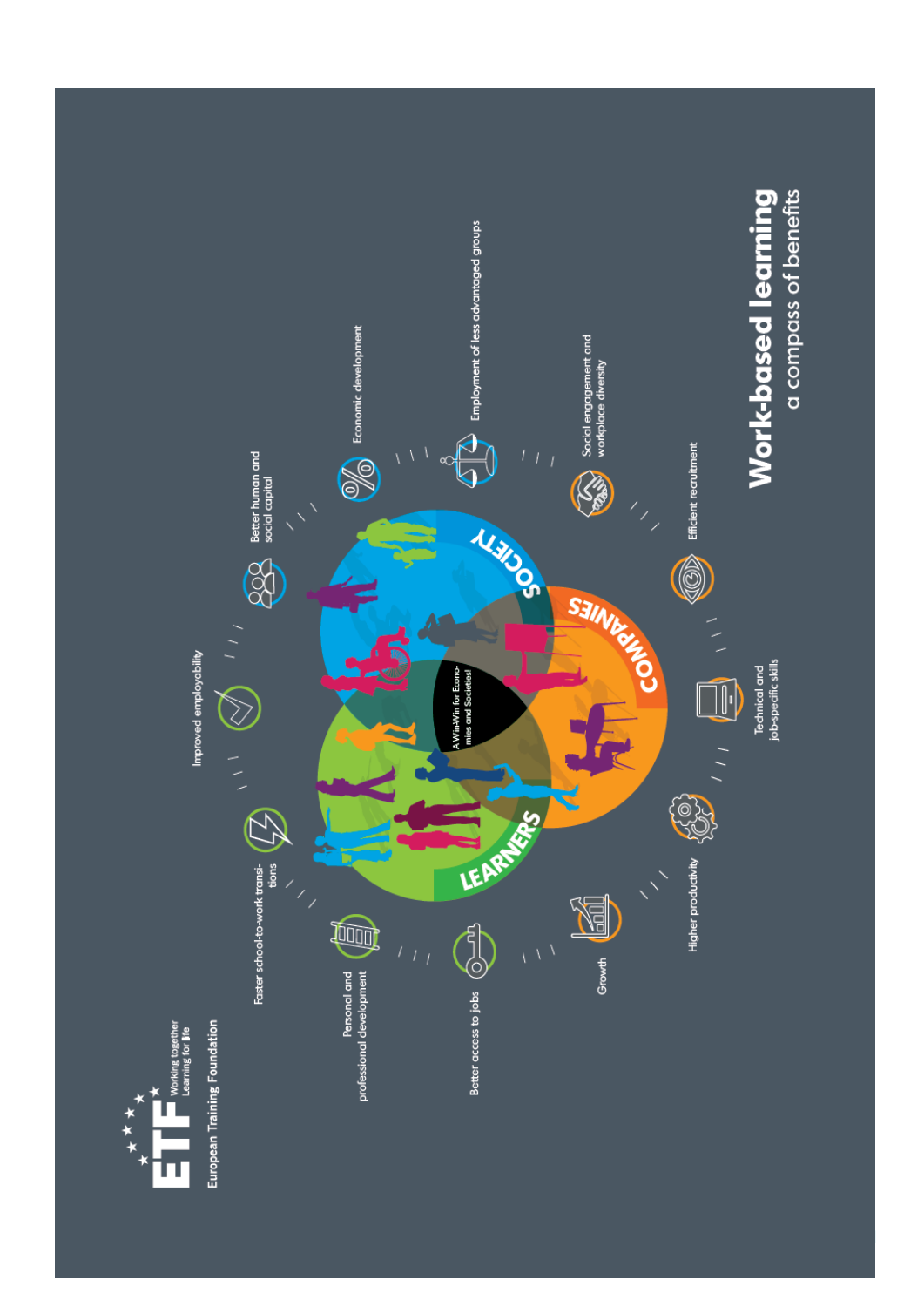# Work-based learning

## a compass of benefits

ETF Working together Learning for life

European Training Foundation

**SOCIETY**

**COMPANIES**

**LEARNERS**

A Win-Win for Economies and Societies!

- Better human and social capital
- Economic development
- Employment of less advantaged groups
- Social engagement and workplace diversity
- Efficient recruitment
- Technical and job-specific skills
- Higher productivity
- Growth
- Better access to jobs
- Personal and professional development
- Faster school-to-work transitions
- Improved employability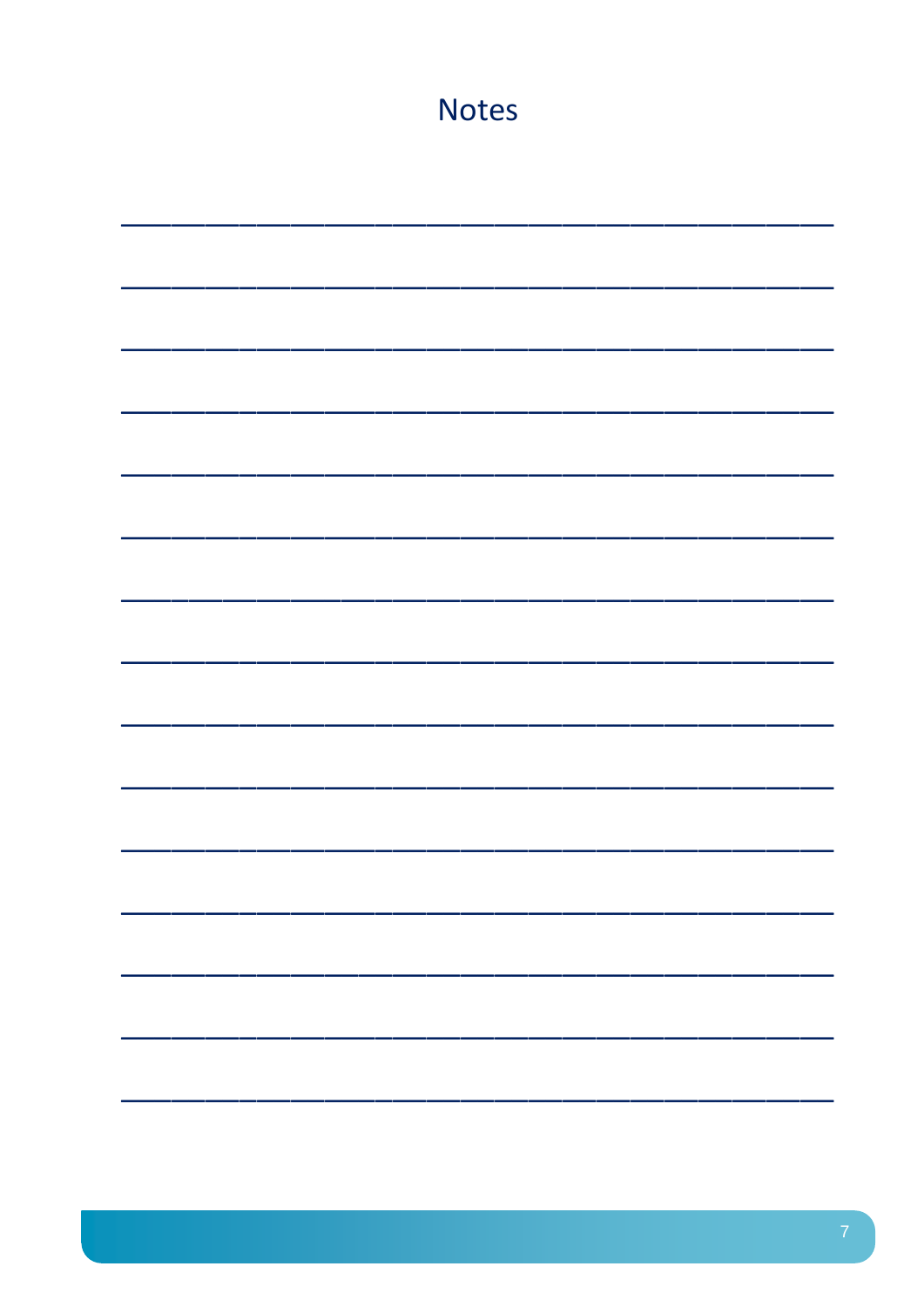# Notes

______________________________________________

______________________________________________

______________________________________________

______________________________________________

______________________________________________

______________________________________________

______________________________________________

______________________________________________

______________________________________________

______________________________________________

______________________________________________

______________________________________________

______________________________________________

______________________________________________

______________________________________________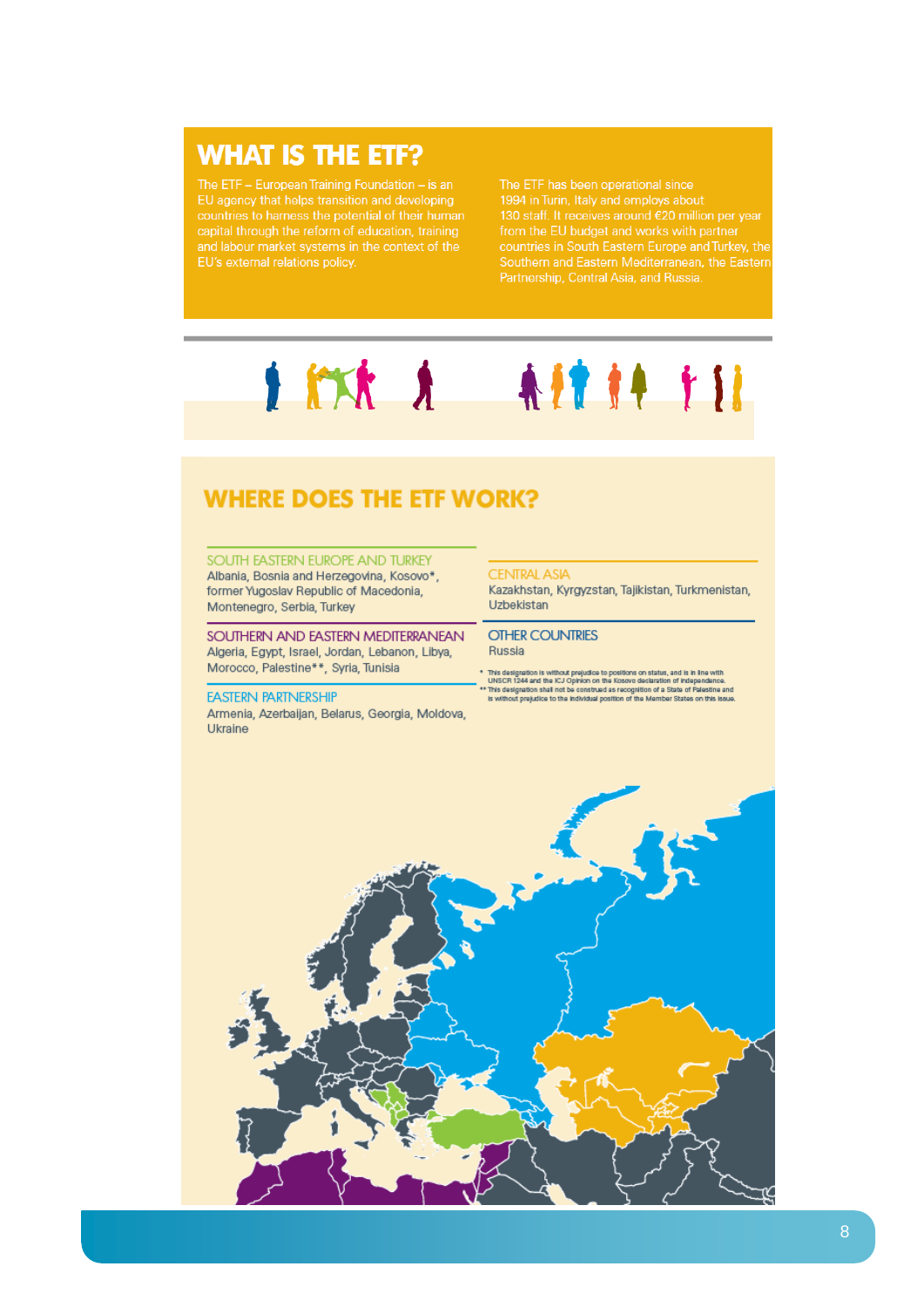# WHAT IS THE ETF?

The ETF – European Training Foundation – is an EU agency that helps transition and developing countries to harness the potential of their human capital through the reform of education, training and labour market systems in the context of the EU's external relations policy.

The ETF has been operational since 1994 in Turin, Italy and employs about 130 staff. It receives around €20 million per year from the EU budget and works with partner countries in South Eastern Europe and Turkey, the Southern and Eastern Mediterranean, the Eastern Partnership, Central Asia, and Russia.

# WHERE DOES THE ETF WORK?

## SOUTH EASTERN EUROPE AND TURKEY

Albania, Bosnia and Herzegovina, Kosovo*, former Yugoslav Republic of Macedonia, Montenegro, Serbia, Turkey

## SOUTHERN AND EASTERN MEDITERRANEAN

Algeria, Egypt, Israel, Jordan, Lebanon, Libya, Morocco, Palestine**, Syria, Tunisia

## EASTERN PARTNERSHIP

Armenia, Azerbaijan, Belarus, Georgia, Moldova, Ukraine

## CENTRAL ASIA

Kazakhstan, Kyrgyzstan, Tajikistan, Turkmenistan, Uzbekistan

## OTHER COUNTRIES

Russia

\* This designation is without prejudice to positions on status, and is in line with UNSCR 1244 and the ICJ Opinion on the Kosovo declaration of independence.

** This designation shall not be construed as recognition of a State of Palestine and is without prejudice to the individual position of the Member States on this issue.